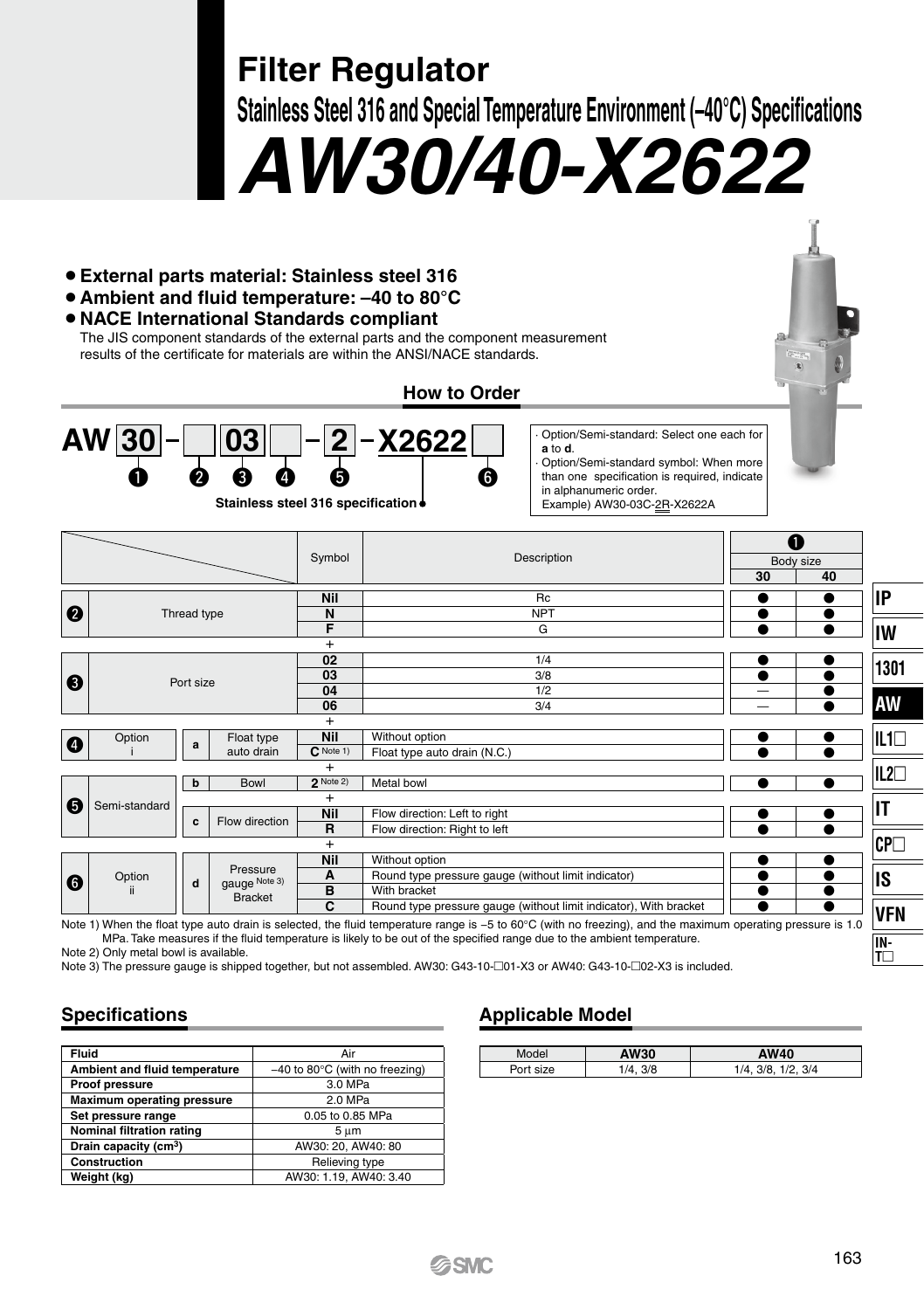# Filter Regulator

## Stainless Steel 316 and Special Temperature Environment (–40°C) Specifications

# AW30/40-X2622

- **External parts material: Stainless steel 316**
- **Ambient and fluid temperature: –40 to 80°C**
- **NACE International Standards compliant**
  The JIS component standards of the external parts and the component measurement results of the certificate for materials are within the ANSI/NACE standards.

### How to Order

AW 30 – □ 03 □ – 2 – X2622 □

❶ ❷ ❸ ❹ ❺ ❻

Stainless steel 316 specification

- Option/Semi-standard: Select one each for **a** to **d**.
- Option/Semi-standard symbol: When more than one specification is required, indicate in alphanumeric order.
  Example) AW30-03C-2R-X2622A

| | | | | Symbol | Description | ❶ Body size 30 | 40 |
|---|---|---|---|---|---|---|---|
| ❷ | Thread type | | | Nil | Rc | ● | ● |
| | | | | N | NPT | ● | ● |
| | | | | F | G | ● | ● |
| | | | | + | | | |
| ❸ | Port size | | | 02 | 1/4 | ● | ● |
| | | | | 03 | 3/8 | ● | ● |
| | | | | 04 | 1/2 | — | ● |
| | | | | 06 | 3/4 | — | ● |
| | | | | + | | | |
| ❹ | Option i | a | Float type auto drain | Nil | Without option | ● | ● |
| | | | | C Note 1) | Float type auto drain (N.C.) | ● | ● |
| | | | | + | | | |
| ❺ | Semi-standard | b | Bowl | 2 Note 2) | Metal bowl | ● | ● |
| | | | | + | | | |
| | | c | Flow direction | Nil | Flow direction: Left to right | ● | ● |
| | | | | R | Flow direction: Right to left | ● | ● |
| | | | | + | | | |
| ❻ | Option ii | d | Pressure gauge Note 3) Bracket | Nil | Without option | ● | ● |
| | | | | A | Round type pressure gauge (without limit indicator) | ● | ● |
| | | | | B | With bracket | ● | ● |
| | | | | C | Round type pressure gauge (without limit indicator), With bracket | ● | ● |

Note 1) When the float type auto drain is selected, the fluid temperature range is −5 to 60°C (with no freezing), and the maximum operating pressure is 1.0 MPa. Take measures if the fluid temperature is likely to be out of the specified range due to the ambient temperature.
Note 2) Only metal bowl is available.
Note 3) The pressure gauge is shipped together, but not assembled. AW30: G43-10-□01-X3 or AW40: G43-10-□02-X3 is included.

## Specifications

| | |
|---|---|
| **Fluid** | Air |
| **Ambient and fluid temperature** | –40 to 80°C (with no freezing) |
| **Proof pressure** | 3.0 MPa |
| **Maximum operating pressure** | 2.0 MPa |
| **Set pressure range** | 0.05 to 0.85 MPa |
| **Nominal filtration rating** | 5 μm |
| **Drain capacity (cm³)** | AW30: 20, AW40: 80 |
| **Construction** | Relieving type |
| **Weight (kg)** | AW30: 1.19, AW40: 3.40 |

## Applicable Model

| Model | AW30 | AW40 |
|---|---|---|
| Port size | 1/4, 3/8 | 1/4, 3/8, 1/2, 3/4 |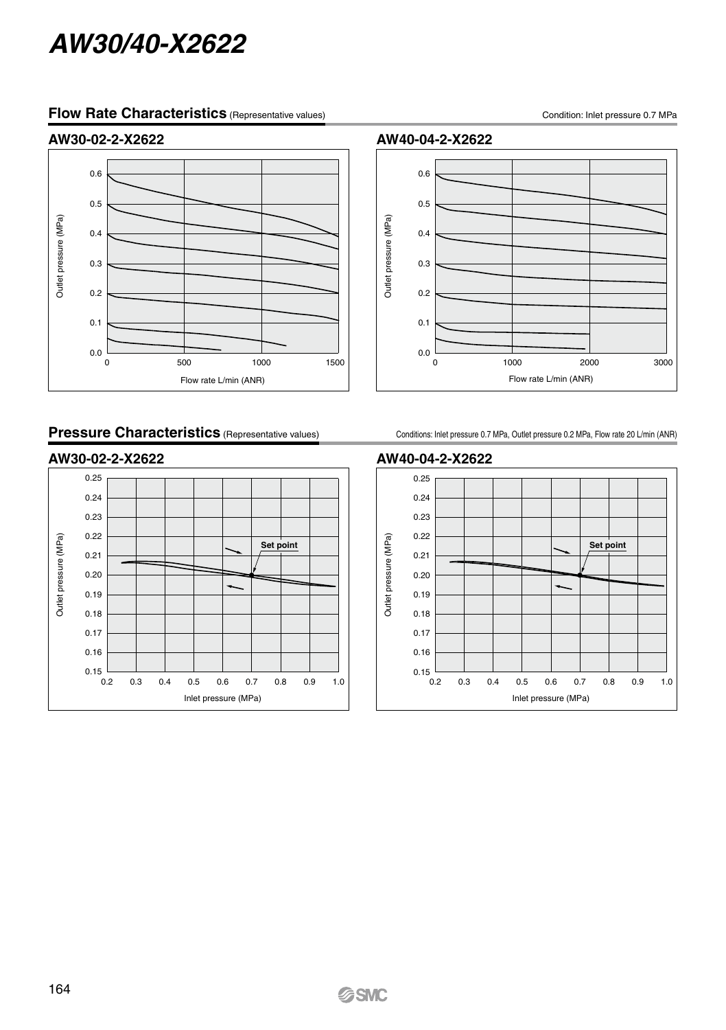# AW30/40-X2622

## Flow Rate Characteristics (Representative values)

Condition: Inlet pressure 0.7 MPa

### AW30-02-2-X2622

Outlet pressure (MPa)

Flow rate L/min (ANR)

### AW40-04-2-X2622

Outlet pressure (MPa)

Flow rate L/min (ANR)

## Pressure Characteristics (Representative values)

Conditions: Inlet pressure 0.7 MPa, Outlet pressure 0.2 MPa, Flow rate 20 L/min (ANR)

### AW30-02-2-X2622

Outlet pressure (MPa)

Set point

Inlet pressure (MPa)

### AW40-04-2-X2622

Outlet pressure (MPa)

Set point

Inlet pressure (MPa)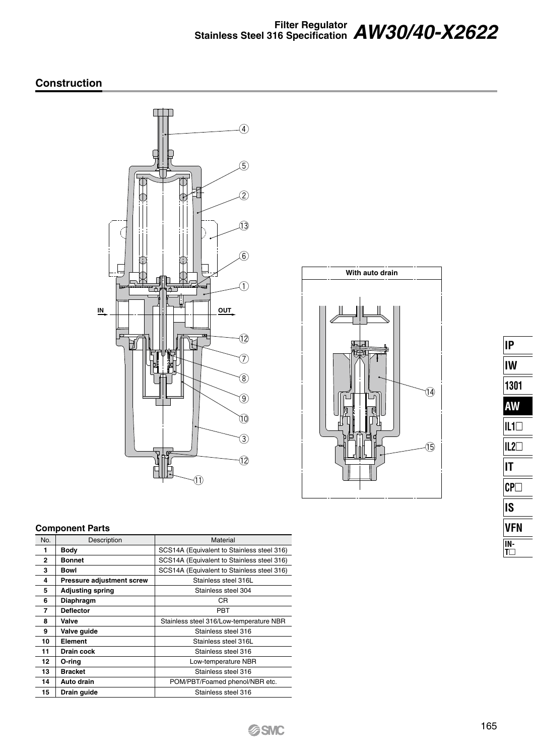## Construction

With auto drain

### Component Parts

| No. | Description | Material |
|---|---|---|
| 1 | **Body** | SCS14A (Equivalent to Stainless steel 316) |
| 2 | **Bonnet** | SCS14A (Equivalent to Stainless steel 316) |
| 3 | **Bowl** | SCS14A (Equivalent to Stainless steel 316) |
| 4 | **Pressure adjustment screw** | Stainless steel 316L |
| 5 | **Adjusting spring** | Stainless steel 304 |
| 6 | **Diaphragm** | CR |
| 7 | **Deflector** | PBT |
| 8 | **Valve** | Stainless steel 316/Low-temperature NBR |
| 9 | **Valve guide** | Stainless steel 316 |
| 10 | **Element** | Stainless steel 316L |
| 11 | **Drain cock** | Stainless steel 316 |
| 12 | **O-ring** | Low-temperature NBR |
| 13 | **Bracket** | Stainless steel 316 |
| 14 | **Auto drain** | POM/PBT/Foamed phenol/NBR etc. |
| 15 | **Drain guide** | Stainless steel 316 |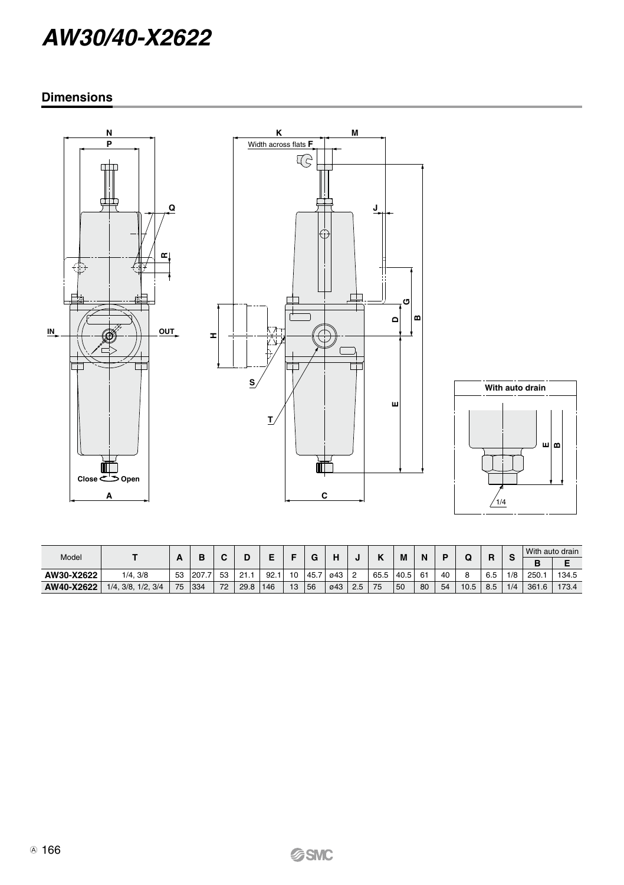# AW30/40-X2622

## Dimensions

N
P
Q
R
IN
OUT
Close Open
A

K
M
Width across flats F
J
G
D
B
H
S
T
E
C

With auto drain
E
B
1/4

| Model | T | A | B | C | D | E | F | G | H | J | K | M | N | P | Q | R | S | With auto drain | |
|---|---|---|---|---|---|---|---|---|---|---|---|---|---|---|---|---|---|---|---|
| | | | | | | | | | | | | | | | | | | B | E |
| AW30-X2622 | 1/4, 3/8 | 53 | 207.7 | 53 | 21.1 | 92.1 | 10 | 45.7 | ø43 | 2 | 65.5 | 40.5 | 61 | 40 | 8 | 6.5 | 1/8 | 250.1 | 134.5 |
| AW40-X2622 | 1/4, 3/8, 1/2, 3/4 | 75 | 334 | 72 | 29.8 | 146 | 13 | 56 | ø43 | 2.5 | 75 | 50 | 80 | 54 | 10.5 | 8.5 | 1/4 | 361.6 | 173.4 |